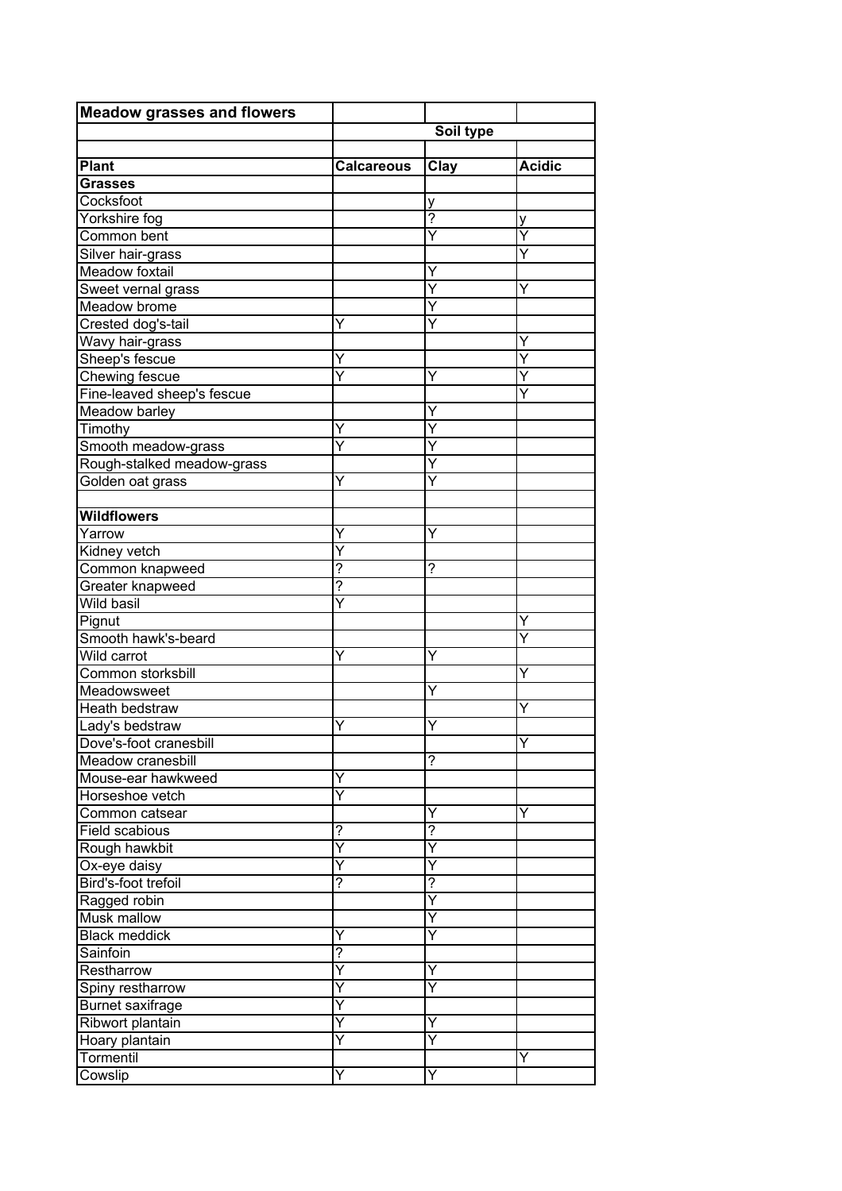| Meadow grasses and flowers | | | |
|---|---|---|---|
| | Soil type | | |
| | | | |
| **Plant** | **Calcareous** | **Clay** | **Acidic** |
| **Grasses** | | | |
| Cocksfoot | | y | |
| Yorkshire fog | | ? | y |
| Common bent | | Y | Y |
| Silver hair-grass | | | Y |
| Meadow foxtail | | Y | |
| Sweet vernal grass | | Y | Y |
| Meadow brome | | Y | |
| Crested dog's-tail | Y | Y | |
| Wavy hair-grass | | | Y |
| Sheep's fescue | Y | | Y |
| Chewing fescue | Y | Y | Y |
| Fine-leaved sheep's fescue | | | Y |
| Meadow barley | | Y | |
| Timothy | Y | Y | |
| Smooth meadow-grass | Y | Y | |
| Rough-stalked meadow-grass | | Y | |
| Golden oat grass | Y | Y | |
| | | | |
| **Wildflowers** | | | |
| Yarrow | Y | Y | |
| Kidney vetch | Y | | |
| Common knapweed | ? | ? | |
| Greater knapweed | ? | | |
| Wild basil | Y | | |
| Pignut | | | Y |
| Smooth hawk's-beard | | | Y |
| Wild carrot | Y | Y | |
| Common storksbill | | | Y |
| Meadowsweet | | Y | |
| Heath bedstraw | | | Y |
| Lady's bedstraw | Y | Y | |
| Dove's-foot cranesbill | | | Y |
| Meadow cranesbill | | ? | |
| Mouse-ear hawkweed | Y | | |
| Horseshoe vetch | Y | | |
| Common catsear | | Y | Y |
| Field scabious | ? | ? | |
| Rough hawkbit | Y | Y | |
| Ox-eye daisy | Y | Y | |
| Bird's-foot trefoil | ? | ? | |
| Ragged robin | | Y | |
| Musk mallow | | Y | |
| Black meddick | Y | Y | |
| Sainfoin | ? | | |
| Restharrow | Y | Y | |
| Spiny restharrow | Y | Y | |
| Burnet saxifrage | Y | | |
| Ribwort plantain | Y | Y | |
| Hoary plantain | Y | Y | |
| Tormentil | | | Y |
| Cowslip | Y | Y | |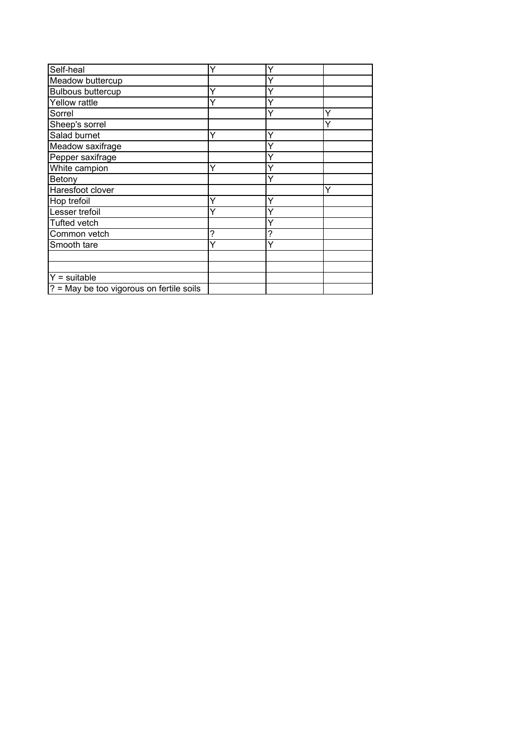| | | | |
|---|---|---|---|
| Self-heal | Y | Y | |
| Meadow buttercup | | Y | |
| Bulbous buttercup | Y | Y | |
| Yellow rattle | Y | Y | |
| Sorrel | | Y | Y |
| Sheep's sorrel | | | Y |
| Salad burnet | Y | Y | |
| Meadow saxifrage | | Y | |
| Pepper saxifrage | | Y | |
| White campion | Y | Y | |
| Betony | | Y | |
| Haresfoot clover | | | Y |
| Hop trefoil | Y | Y | |
| Lesser trefoil | Y | Y | |
| Tufted vetch | | Y | |
| Common vetch | ? | ? | |
| Smooth tare | Y | Y | |
| | | | |
| | | | |
| Y = suitable | | | |
| ? = May be too vigorous on fertile soils | | | |